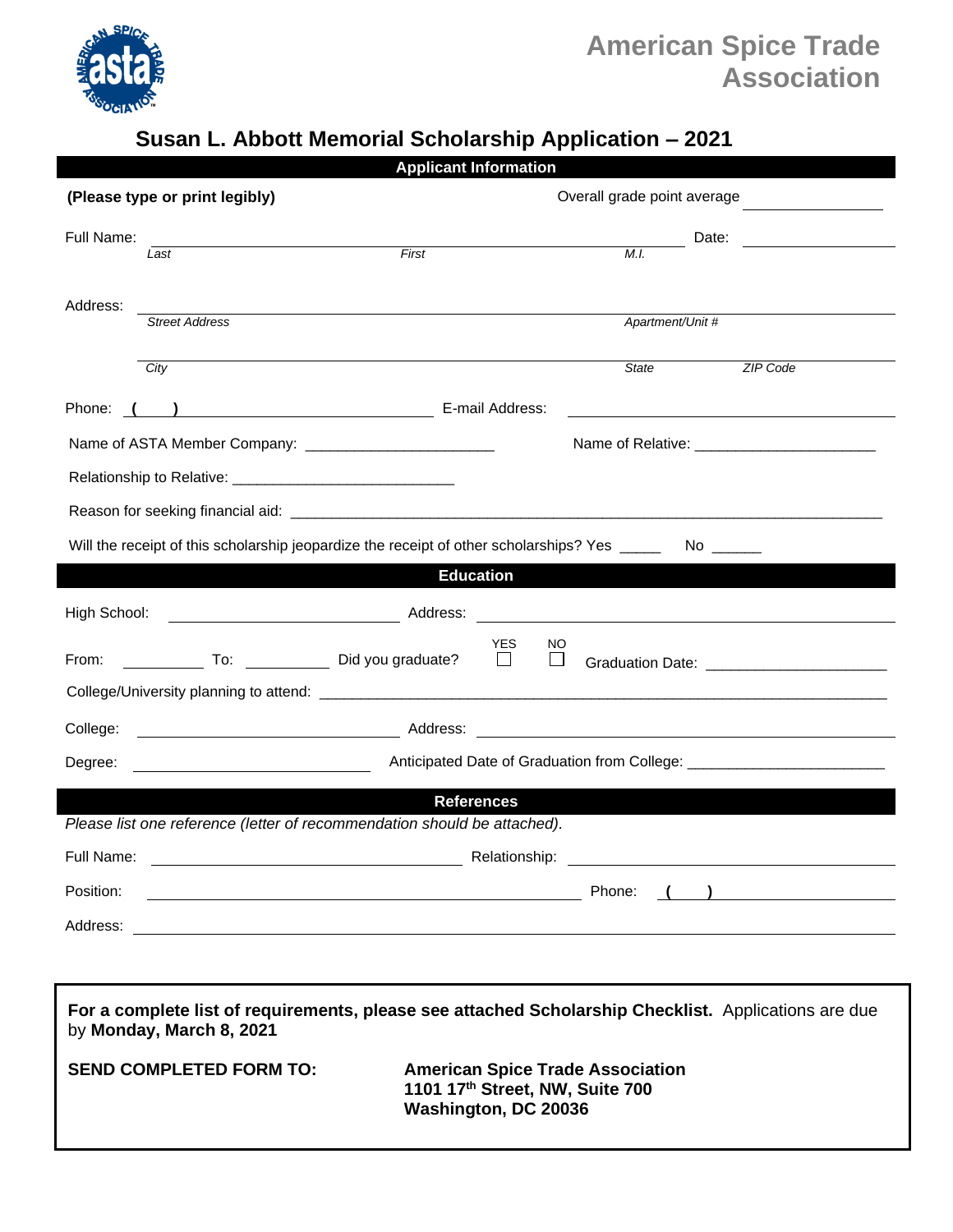# American Spice Trade Association

## Susan L. Abbott Memorial Scholarship Application – 2021

### Applicant Information

**(Please type or print legibly)**

Overall grade point average ______________

Full Name: ____________________________________________ Date: ______________
*Last* *First* *M.I.*

Address: ____________________________________________
*Street Address* *Apartment/Unit #*

____________________________________________
*City* *State* *ZIP Code*

Phone: ( ) ______________________ E-mail Address: ______________________

Name of ASTA Member Company: ______________________ Name of Relative: ______________________

Relationship to Relative: ______________________

Reason for seeking financial aid: ____________________________________________

Will the receipt of this scholarship jeopardize the receipt of other scholarships? Yes _____ No ______

### Education

High School: ______________________ Address: ______________________

From: __________ To: __________ Did you graduate? YES ☐ NO ☐ Graduation Date: ______________________

College/University planning to attend: ____________________________________________

College: ______________________ Address: ______________________

Degree: ______________________ Anticipated Date of Graduation from College: ______________________

### References

*Please list one reference (letter of recommendation should be attached).*

Full Name: ______________________ Relationship: ______________________

Position: ______________________ Phone: ( ) ______________________

Address: ____________________________________________

**For a complete list of requirements, please see attached Scholarship Checklist.** Applications are due by **Monday, March 8, 2021**

**SEND COMPLETED FORM TO:**

**American Spice Trade Association**
**1101 17th Street, NW, Suite 700**
**Washington, DC 20036**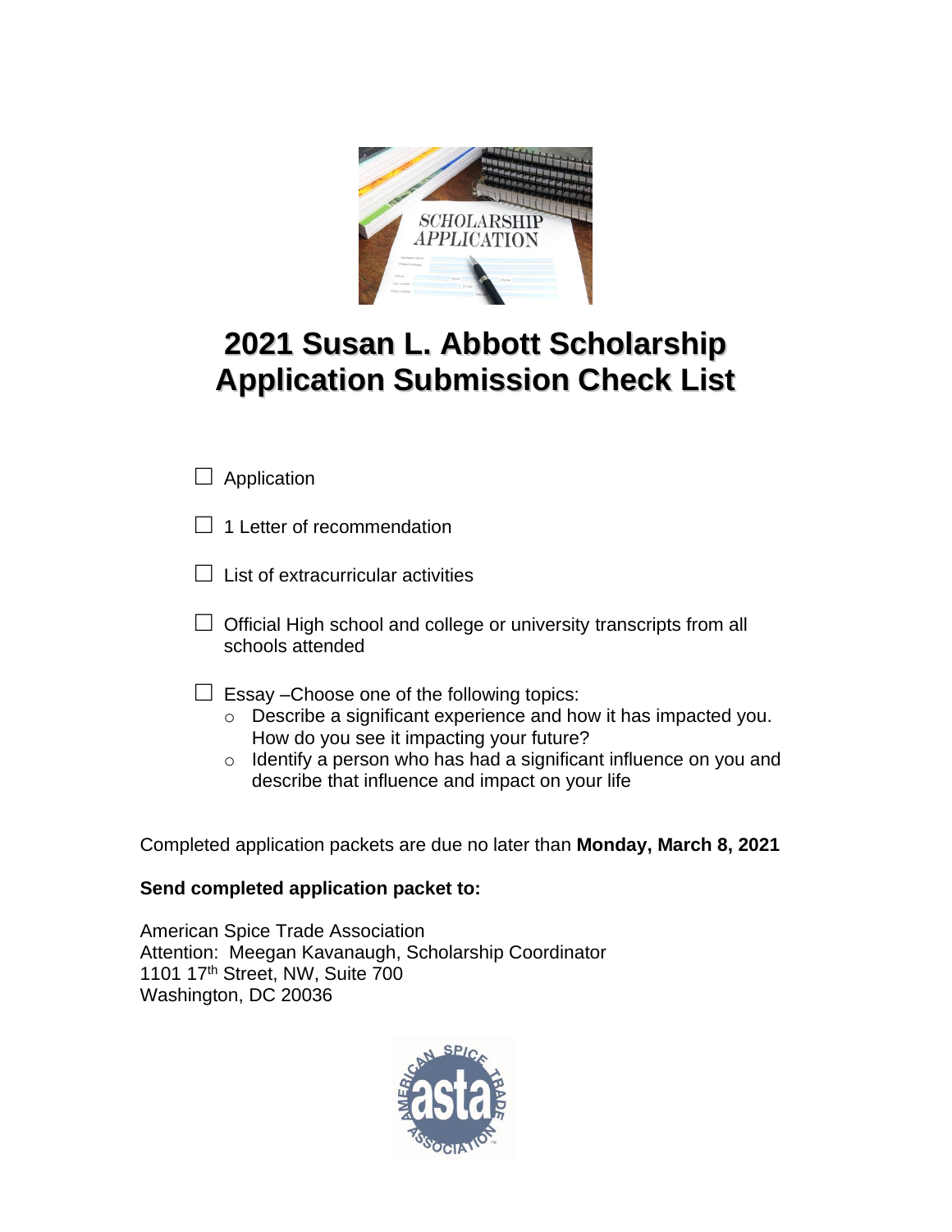# 2021 Susan L. Abbott Scholarship Application Submission Check List

- ☐ Application
- ☐ 1 Letter of recommendation
- ☐ List of extracurricular activities
- ☐ Official High school and college or university transcripts from all schools attended
- ☐ Essay –Choose one of the following topics:
  - Describe a significant experience and how it has impacted you. How do you see it impacting your future?
  - Identify a person who has had a significant influence on you and describe that influence and impact on your life

Completed application packets are due no later than **Monday, March 8, 2021**

**Send completed application packet to:**

American Spice Trade Association
Attention: Meegan Kavanaugh, Scholarship Coordinator
1101 17th Street, NW, Suite 700
Washington, DC 20036